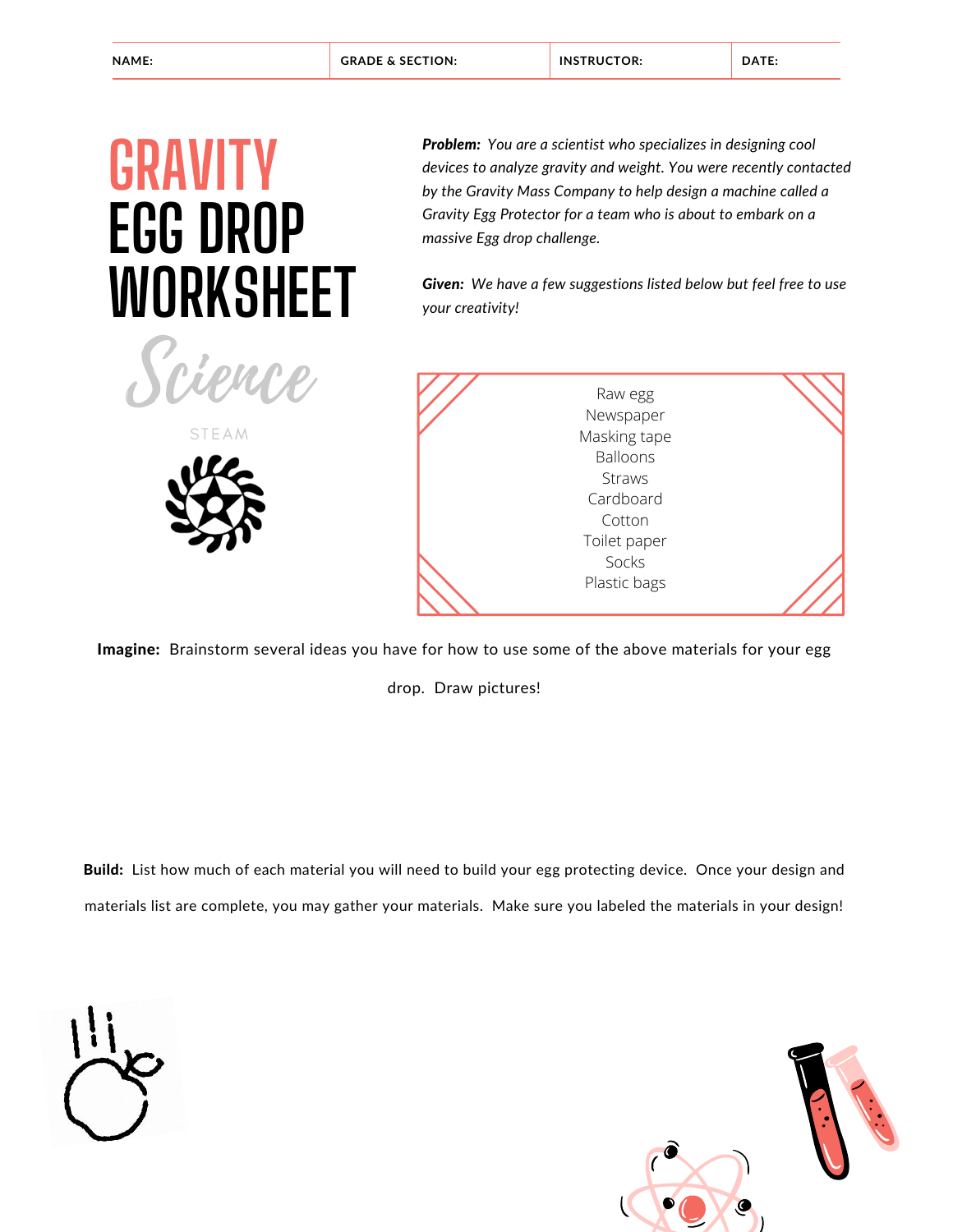| NAME: | GRADE & SECTION: | INSTRUCTOR: | DATE: |
|---|---|---|---|

# GRAVITY EGG DROP WORKSHEET

Science

STEAM

***Problem:*** *You are a scientist who specializes in designing cool devices to analyze gravity and weight. You were recently contacted by the Gravity Mass Company to help design a machine called a Gravity Egg Protector for a team who is about to embark on a massive Egg drop challenge.*

***Given:*** *We have a few suggestions listed below but feel free to use your creativity!*

- Raw egg
- Newspaper
- Masking tape
- Balloons
- Straws
- Cardboard
- Cotton
- Toilet paper
- Socks
- Plastic bags

**Imagine:** Brainstorm several ideas you have for how to use some of the above materials for your egg drop. Draw pictures!

**Build:** List how much of each material you will need to build your egg protecting device. Once your design and materials list are complete, you may gather your materials. Make sure you labeled the materials in your design!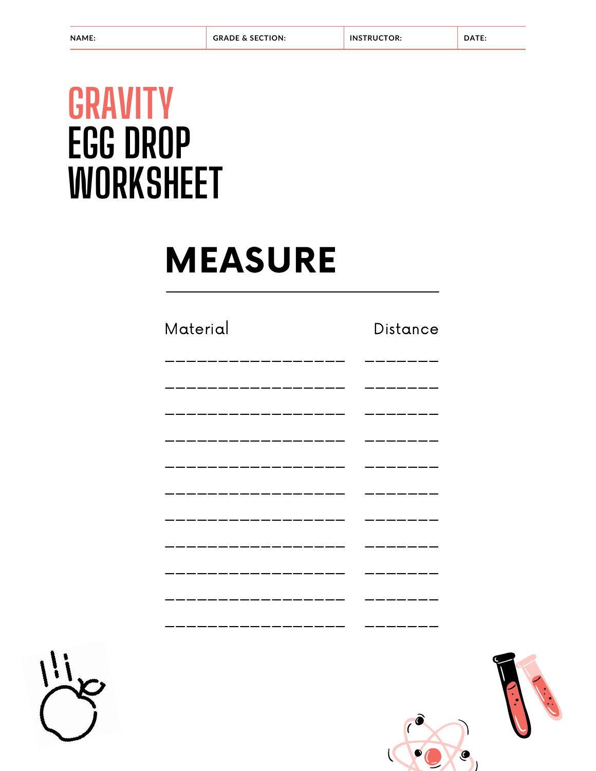| NAME: | GRADE & SECTION: | INSTRUCTOR: | DATE: |
|---|---|---|---|

# GRAVITY EGG DROP WORKSHEET

## MEASURE

| Material | Distance |
|---|---|
| _________________ | _______ |
| _________________ | _______ |
| _________________ | _______ |
| _________________ | _______ |
| _________________ | _______ |
| _________________ | _______ |
| _________________ | _______ |
| _________________ | _______ |
| _________________ | _______ |
| _________________ | _______ |
| _________________ | _______ |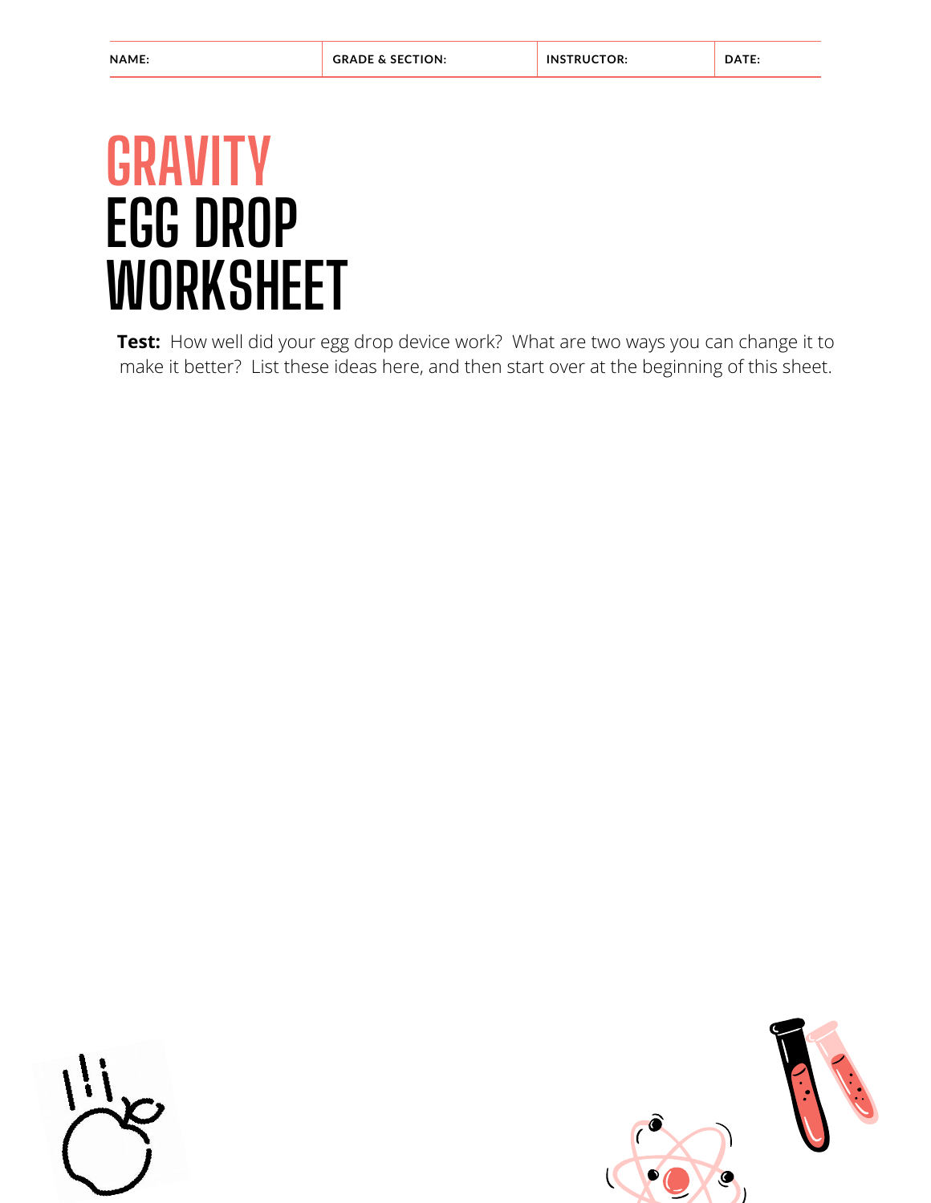| NAME: | GRADE & SECTION: | INSTRUCTOR: | DATE: |
| --- | --- | --- | --- |

# GRAVITY EGG DROP WORKSHEET

**Test:** How well did your egg drop device work? What are two ways you can change it to make it better? List these ideas here, and then start over at the beginning of this sheet.